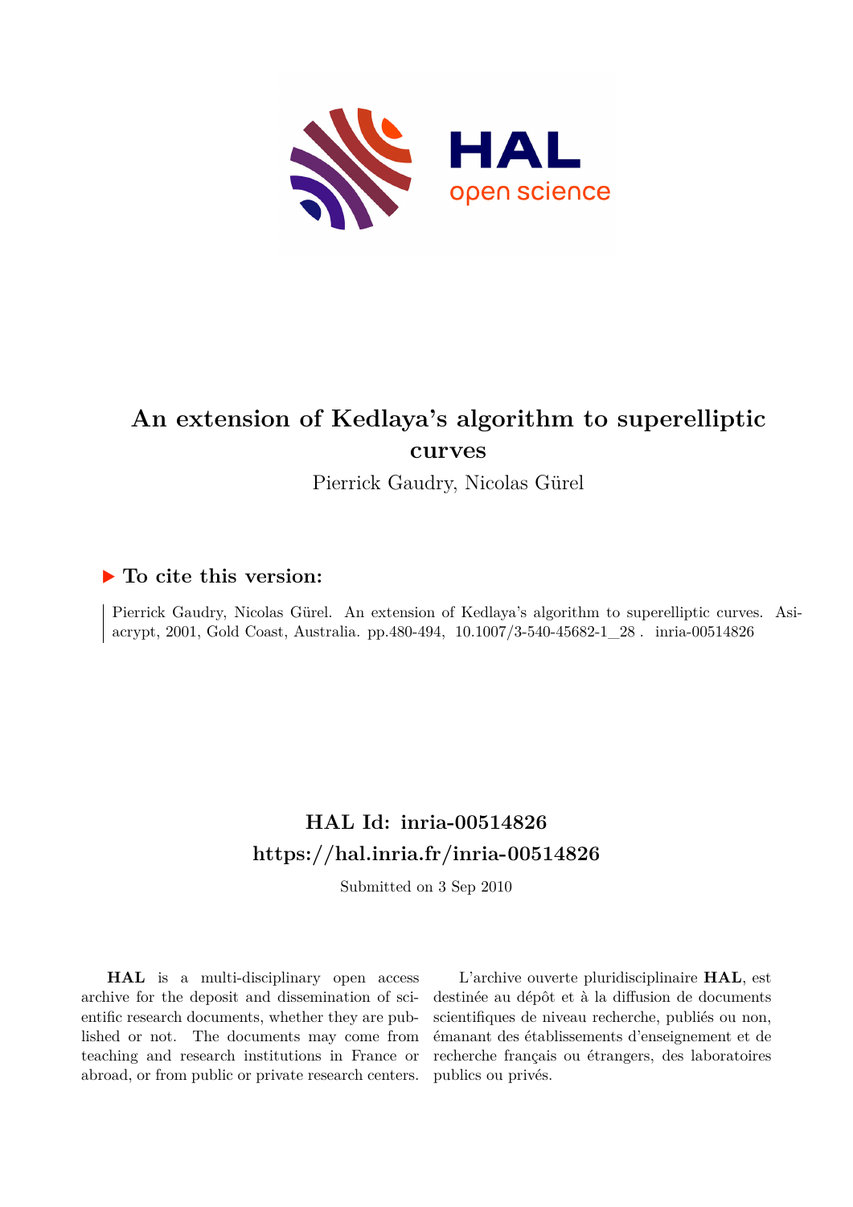# An extension of Kedlaya's algorithm to superelliptic curves

Pierrick Gaudry, Nicolas Gürel

### ▶ To cite this version:

Pierrick Gaudry, Nicolas Gürel. An extension of Kedlaya's algorithm to superelliptic curves. Asiacrypt, 2001, Gold Coast, Australia. pp.480-494, 10.1007/3-540-45682-1_28 . inria-00514826

## HAL Id: inria-00514826

## https://hal.inria.fr/inria-00514826

Submitted on 3 Sep 2010

**HAL** is a multi-disciplinary open access archive for the deposit and dissemination of scientific research documents, whether they are published or not. The documents may come from teaching and research institutions in France or abroad, or from public or private research centers.

L'archive ouverte pluridisciplinaire **HAL**, est destinée au dépôt et à la diffusion de documents scientifiques de niveau recherche, publiés ou non, émanant des établissements d'enseignement et de recherche français ou étrangers, des laboratoires publics ou privés.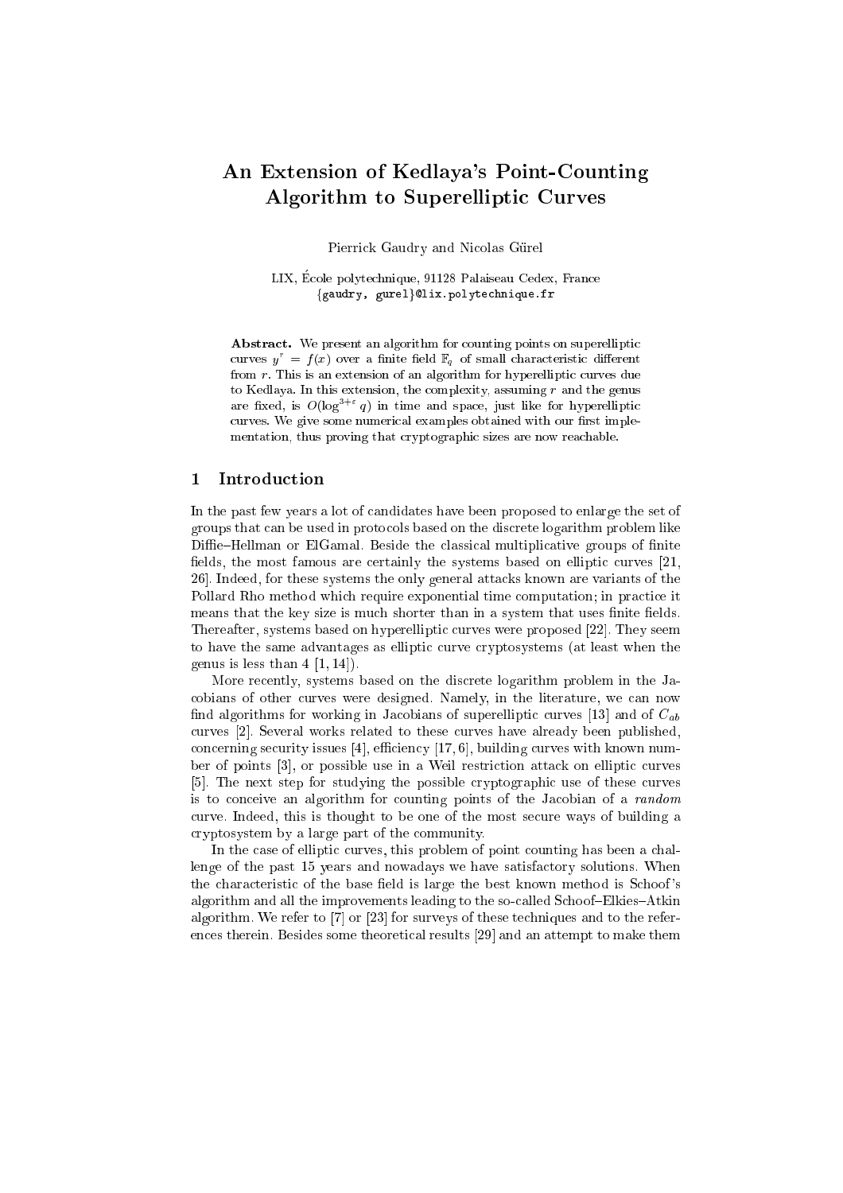# An Extension of Kedlaya's Point-Counting Algorithm to Superelliptic Curves

Pierrick Gaudry and Nicolas Gürel

LIX, École polytechnique, 91128 Palaiseau Cedex, France
{gaudry, gurel}@lix.polytechnique.fr

**Abstract.** We present an algorithm for counting points on superelliptic curves $y^r = f(x)$ over a finite field $\mathbb{F}_q$ of small characteristic different from $r$. This is an extension of an algorithm for hyperelliptic curves due to Kedlaya. In this extension, the complexity, assuming $r$ and the genus are fixed, is $O(\log^{3+\varepsilon} q)$ in time and space, just like for hyperelliptic curves. We give some numerical examples obtained with our first implementation, thus proving that cryptographic sizes are now reachable.

## 1 Introduction

In the past few years a lot of candidates have been proposed to enlarge the set of groups that can be used in protocols based on the discrete logarithm problem like Diffie–Hellman or ElGamal. Beside the classical multiplicative groups of finite fields, the most famous are certainly the systems based on elliptic curves [21, 26]. Indeed, for these systems the only general attacks known are variants of the Pollard Rho method which require exponential time computation; in practice it means that the key size is much shorter than in a system that uses finite fields. Thereafter, systems based on hyperelliptic curves were proposed [22]. They seem to have the same advantages as elliptic curve cryptosystems (at least when the genus is less than 4 [1, 14]).

More recently, systems based on the discrete logarithm problem in the Jacobians of other curves were designed. Namely, in the literature, we can now find algorithms for working in Jacobians of superelliptic curves [13] and of $C_{ab}$ curves [2]. Several works related to these curves have already been published, concerning security issues [4], efficiency [17, 6], building curves with known number of points [3], or possible use in a Weil restriction attack on elliptic curves [5]. The next step for studying the possible cryptographic use of these curves is to conceive an algorithm for counting points of the Jacobian of a *random* curve. Indeed, this is thought to be one of the most secure ways of building a cryptosystem by a large part of the community.

In the case of elliptic curves, this problem of point counting has been a challenge of the past 15 years and nowadays we have satisfactory solutions. When the characteristic of the base field is large the best known method is Schoof's algorithm and all the improvements leading to the so-called Schoof–Elkies–Atkin algorithm. We refer to [7] or [23] for surveys of these techniques and to the references therein. Besides some theoretical results [29] and an attempt to make them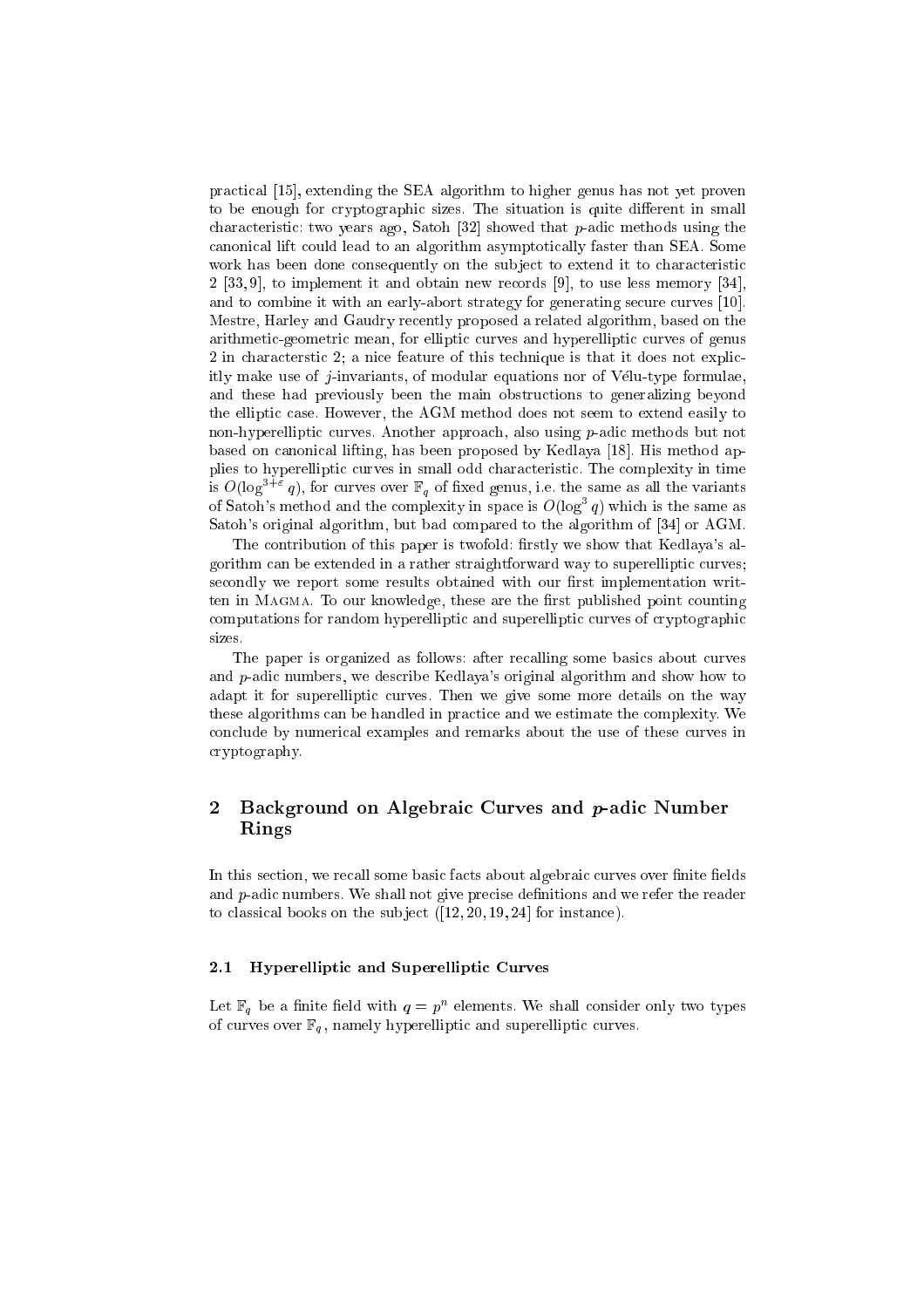practical [15], extending the SEA algorithm to higher genus has not yet proven to be enough for cryptographic sizes. The situation is quite different in small characteristic: two years ago, Satoh [32] showed that $p$-adic methods using the canonical lift could lead to an algorithm asymptotically faster than SEA. Some work has been done consequently on the subject to extend it to characteristic 2 [33, 9], to implement it and obtain new records [9], to use less memory [34], and to combine it with an early-abort strategy for generating secure curves [10]. Mestre, Harley and Gaudry recently proposed a related algorithm, based on the arithmetic-geometric mean, for elliptic curves and hyperelliptic curves of genus 2 in characterstic 2; a nice feature of this technique is that it does not explicitly make use of $j$-invariants, of modular equations nor of Vélu-type formulae, and these had previously been the main obstructions to generalizing beyond the elliptic case. However, the AGM method does not seem to extend easily to non-hyperelliptic curves. Another approach, also using $p$-adic methods but not based on canonical lifting, has been proposed by Kedlaya [18]. His method applies to hyperelliptic curves in small odd characteristic. The complexity in time is $O(\log^{3+\varepsilon} q)$, for curves over $\mathbb{F}_q$ of fixed genus, i.e. the same as all the variants of Satoh's method and the complexity in space is $O(\log^3 q)$ which is the same as Satoh's original algorithm, but bad compared to the algorithm of [34] or AGM.

The contribution of this paper is twofold: firstly we show that Kedlaya's algorithm can be extended in a rather straightforward way to superelliptic curves; secondly we report some results obtained with our first implementation written in Magma. To our knowledge, these are the first published point counting computations for random hyperelliptic and superelliptic curves of cryptographic sizes.

The paper is organized as follows: after recalling some basics about curves and $p$-adic numbers, we describe Kedlaya's original algorithm and show how to adapt it for superelliptic curves. Then we give some more details on the way these algorithms can be handled in practice and we estimate the complexity. We conclude by numerical examples and remarks about the use of these curves in cryptography.

## 2 Background on Algebraic Curves and $p$-adic Number Rings

In this section, we recall some basic facts about algebraic curves over finite fields and $p$-adic numbers. We shall not give precise definitions and we refer the reader to classical books on the subject ([12, 20, 19, 24] for instance).

### 2.1 Hyperelliptic and Superelliptic Curves

Let $\mathbb{F}_q$ be a finite field with $q = p^n$ elements. We shall consider only two types of curves over $\mathbb{F}_q$, namely hyperelliptic and superelliptic curves.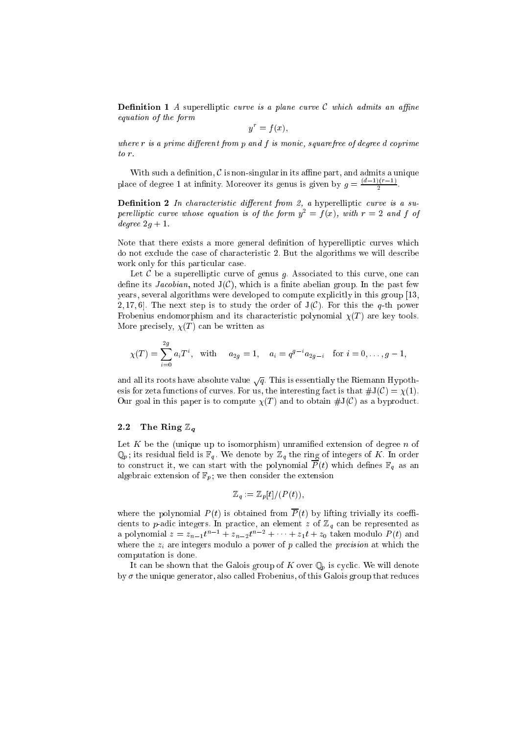**Definition 1** *A* superelliptic *curve is a plane curve $\mathcal{C}$ which admits an affine equation of the form*

$$y^r = f(x),$$

*where $r$ is a prime different from $p$ and $f$ is monic, squarefree of degree $d$ coprime to $r$.*

With such a definition, $\mathcal{C}$ is non-singular in its affine part, and admits a unique place of degree 1 at infinity. Moreover its genus is given by $g = \frac{(d-1)(r-1)}{2}$.

**Definition 2** *In characteristic different from 2, a* hyperelliptic *curve is a superelliptic curve whose equation is of the form $y^2 = f(x)$, with $r = 2$ and $f$ of degree $2g + 1$.*

Note that there exists a more general definition of hyperelliptic curves which do not exclude the case of characteristic 2. But the algorithms we will describe work only for this particular case.

Let $\mathcal{C}$ be a superelliptic curve of genus $g$. Associated to this curve, one can define its *Jacobian*, noted $\mathrm{J}(\mathcal{C})$, which is a finite abelian group. In the past few years, several algorithms were developed to compute explicitly in this group [13, 2, 17, 6]. The next step is to study the order of $\mathrm{J}(\mathcal{C})$. For this the $q$-th power Frobenius endomorphism and its characteristic polynomial $\chi(T)$ are key tools. More precisely, $\chi(T)$ can be written as

$$\chi(T) = \sum_{i=0}^{2g} a_i T^i, \quad \text{with} \quad a_{2g} = 1, \quad a_i = q^{g-i} a_{2g-i} \quad \text{for } i = 0, \ldots, g-1,$$

and all its roots have absolute value $\sqrt{q}$. This is essentially the Riemann Hypothesis for zeta functions of curves. For us, the interesting fact is that $\#\mathrm{J}(\mathcal{C}) = \chi(1)$. Our goal in this paper is to compute $\chi(T)$ and to obtain $\#\mathrm{J}(\mathcal{C})$ as a byproduct.

### 2.2 The Ring $\mathbb{Z}_q$

Let $K$ be the (unique up to isomorphism) unramified extension of degree $n$ of $\mathbb{Q}_p$; its residual field is $\mathbb{F}_q$. We denote by $\mathbb{Z}_q$ the ring of integers of $K$. In order to construct it, we can start with the polynomial $\overline{P}(t)$ which defines $\mathbb{F}_q$ as an algebraic extension of $\mathbb{F}_p$; we then consider the extension

$$\mathbb{Z}_q := \mathbb{Z}_p[t]/(P(t)),$$

where the polynomial $P(t)$ is obtained from $\overline{P}(t)$ by lifting trivially its coefficients to $p$-adic integers. In practice, an element $z$ of $\mathbb{Z}_q$ can be represented as a polynomial $z = z_{n-1}t^{n-1} + z_{n-2}t^{n-2} + \cdots + z_1 t + z_0$ taken modulo $P(t)$ and where the $z_i$ are integers modulo a power of $p$ called the *precision* at which the computation is done.

It can be shown that the Galois group of $K$ over $\mathbb{Q}_p$ is cyclic. We will denote by $\sigma$ the unique generator, also called Frobenius, of this Galois group that reduces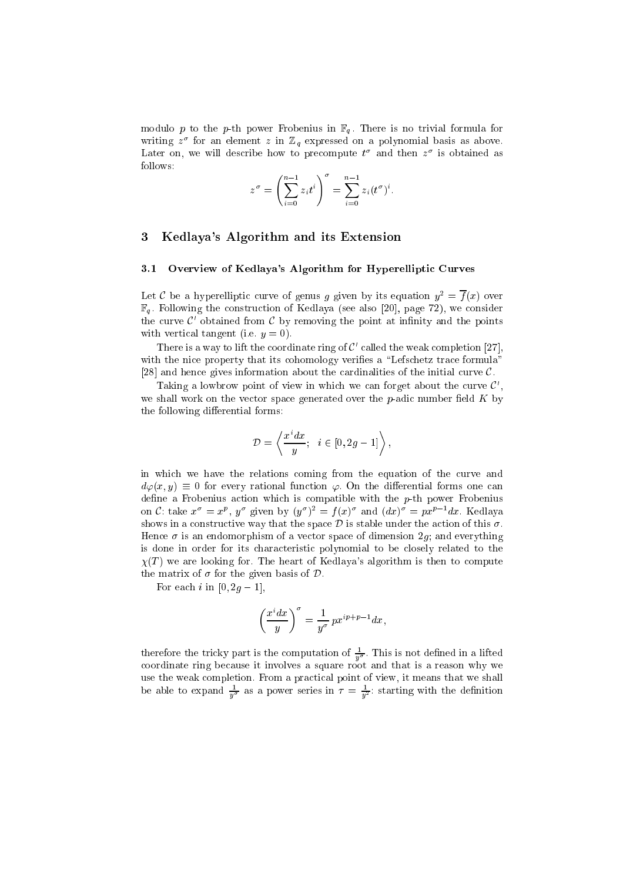modulo $p$ to the $p$-th power Frobenius in $\mathbb{F}_q$. There is no trivial formula for writing $z^\sigma$ for an element $z$ in $\mathbb{Z}_q$ expressed on a polynomial basis as above. Later on, we will describe how to precompute $t^\sigma$ and then $z^\sigma$ is obtained as follows:

$$z^\sigma = \left(\sum_{i=0}^{n-1} z_i t^i\right)^\sigma = \sum_{i=0}^{n-1} z_i (t^\sigma)^i.$$

## 3 Kedlaya's Algorithm and its Extension

### 3.1 Overview of Kedlaya's Algorithm for Hyperelliptic Curves

Let $\mathcal{C}$ be a hyperelliptic curve of genus $g$ given by its equation $y^2 = \overline{f}(x)$ over $\mathbb{F}_q$. Following the construction of Kedlaya (see also [20], page 72), we consider the curve $\mathcal{C}'$ obtained from $\mathcal{C}$ by removing the point at infinity and the points with vertical tangent (i.e. $y = 0$).

There is a way to lift the coordinate ring of $\mathcal{C}'$ called the weak completion [27], with the nice property that its cohomology verifies a "Lefschetz trace formula" [28] and hence gives information about the cardinalities of the initial curve $\mathcal{C}$.

Taking a lowbrow point of view in which we can forget about the curve $\mathcal{C}'$, we shall work on the vector space generated over the $p$-adic number field $K$ by the following differential forms:

$$\mathcal{D} = \left\langle \frac{x^i dx}{y}; \quad i \in [0, 2g-1] \right\rangle,$$

in which we have the relations coming from the equation of the curve and $d\varphi(x, y) \equiv 0$ for every rational function $\varphi$. On the differential forms one can define a Frobenius action which is compatible with the $p$-th power Frobenius on $\mathcal{C}$: take $x^\sigma = x^p$, $y^\sigma$ given by $(y^\sigma)^2 = f(x)^\sigma$ and $(dx)^\sigma = px^{p-1}dx$. Kedlaya shows in a constructive way that the space $\mathcal{D}$ is stable under the action of this $\sigma$. Hence $\sigma$ is an endomorphism of a vector space of dimension $2g$; and everything is done in order for its characteristic polynomial to be closely related to the $\chi(T)$ we are looking for. The heart of Kedlaya's algorithm is then to compute the matrix of $\sigma$ for the given basis of $\mathcal{D}$.

For each $i$ in $[0, 2g-1]$,

$$\left(\frac{x^i dx}{y}\right)^\sigma = \frac{1}{y^\sigma} px^{ip+p-1} dx,$$

therefore the tricky part is the computation of $\frac{1}{y^\sigma}$. This is not defined in a lifted coordinate ring because it involves a square root and that is a reason why we use the weak completion. From a practical point of view, it means that we shall be able to expand $\frac{1}{y^\sigma}$ as a power series in $\tau = \frac{1}{y^2}$: starting with the definition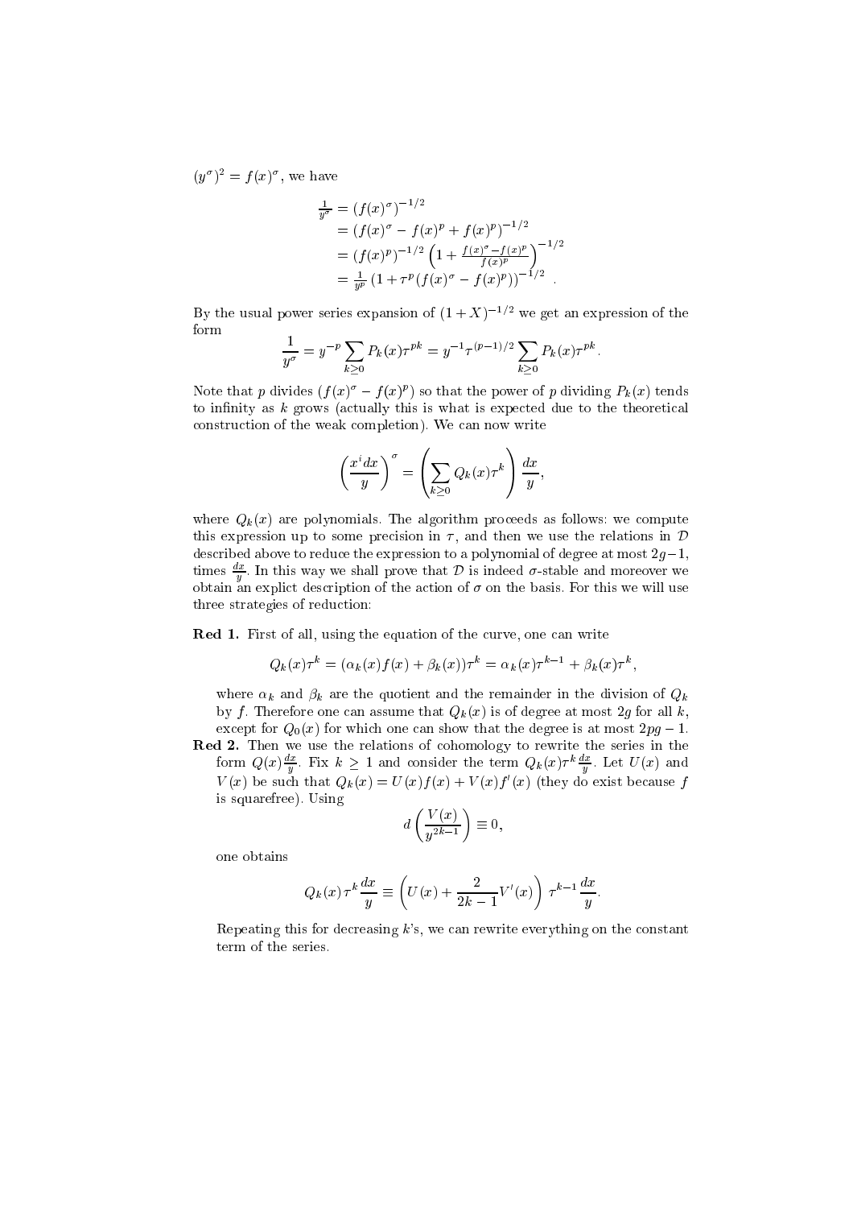$(y^\sigma)^2 = f(x)^\sigma$, we have

$$
\begin{aligned}
\tfrac{1}{y^\sigma} &= (f(x)^\sigma)^{-1/2} \\
&= (f(x)^\sigma - f(x)^p + f(x)^p)^{-1/2} \\
&= (f(x)^p)^{-1/2} \left(1 + \tfrac{f(x)^\sigma - f(x)^p}{f(x)^p}\right)^{-1/2} \\
&= \tfrac{1}{y^p} \left(1 + \tau^p (f(x)^\sigma - f(x)^p)\right)^{-1/2} .
\end{aligned}
$$

By the usual power series expansion of $(1+X)^{-1/2}$ we get an expression of the form

$$
\frac{1}{y^\sigma} = y^{-p} \sum_{k \geq 0} P_k(x) \tau^{pk} = y^{-1} \tau^{(p-1)/2} \sum_{k \geq 0} P_k(x) \tau^{pk}.
$$

Note that $p$ divides $(f(x)^\sigma - f(x)^p)$ so that the power of $p$ dividing $P_k(x)$ tends to infinity as $k$ grows (actually this is what is expected due to the theoretical construction of the weak completion). We can now write

$$
\left(\frac{x^i dx}{y}\right)^\sigma = \left(\sum_{k \geq 0} Q_k(x) \tau^k\right) \frac{dx}{y},
$$

where $Q_k(x)$ are polynomials. The algorithm proceeds as follows: we compute this expression up to some precision in $\tau$, and then we use the relations in $\mathcal{D}$ described above to reduce the expression to a polynomial of degree at most $2g-1$, times $\frac{dx}{y}$. In this way we shall prove that $\mathcal{D}$ is indeed $\sigma$-stable and moreover we obtain an explict description of the action of $\sigma$ on the basis. For this we will use three strategies of reduction:

**Red 1.** First of all, using the equation of the curve, one can write

$$
Q_k(x) \tau^k = (\alpha_k(x) f(x) + \beta_k(x)) \tau^k = \alpha_k(x) \tau^{k-1} + \beta_k(x) \tau^k,
$$

where $\alpha_k$ and $\beta_k$ are the quotient and the remainder in the division of $Q_k$ by $f$. Therefore one can assume that $Q_k(x)$ is of degree at most $2g$ for all $k$, except for $Q_0(x)$ for which one can show that the degree is at most $2pg-1$.

**Red 2.** Then we use the relations of cohomology to rewrite the series in the form $Q(x)\frac{dx}{y}$. Fix $k \geq 1$ and consider the term $Q_k(x) \tau^k \frac{dx}{y}$. Let $U(x)$ and $V(x)$ be such that $Q_k(x) = U(x) f(x) + V(x) f'(x)$ (they do exist because $f$ is squarefree). Using

$$
d\left(\frac{V(x)}{y^{2k-1}}\right) \equiv 0,
$$

one obtains

$$
Q_k(x) \tau^k \frac{dx}{y} \equiv \left(U(x) + \frac{2}{2k-1} V'(x)\right) \tau^{k-1} \frac{dx}{y}.
$$

Repeating this for decreasing $k$'s, we can rewrite everything on the constant term of the series.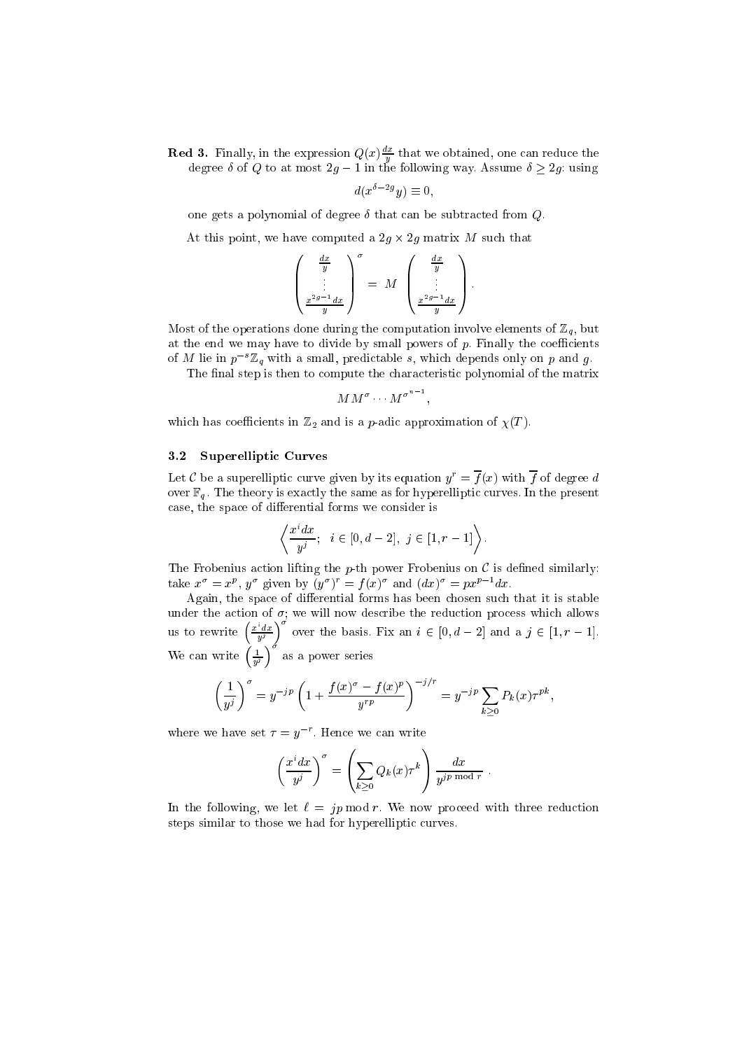**Red 3.** Finally, in the expression $Q(x)\frac{dx}{y}$ that we obtained, one can reduce the degree $\delta$ of $Q$ to at most $2g-1$ in the following way. Assume $\delta \geq 2g$: using

$$d(x^{\delta-2g}y) \equiv 0,$$

one gets a polynomial of degree $\delta$ that can be subtracted from $Q$.

At this point, we have computed a $2g \times 2g$ matrix $M$ such that

$$\begin{pmatrix} \frac{dx}{y} \\ \vdots \\ \frac{x^{2g-1}dx}{y} \end{pmatrix}^{\sigma} = M \begin{pmatrix} \frac{dx}{y} \\ \vdots \\ \frac{x^{2g-1}dx}{y} \end{pmatrix}.$$

Most of the operations done during the computation involve elements of $\mathbb{Z}_q$, but at the end we may have to divide by small powers of $p$. Finally the coefficients of $M$ lie in $p^{-s}\mathbb{Z}_q$ with a small, predictable $s$, which depends only on $p$ and $g$.

The final step is then to compute the characteristic polynomial of the matrix

$$MM^{\sigma}\cdots M^{\sigma^{n-1}},$$

which has coefficients in $\mathbb{Z}_2$ and is a $p$-adic approximation of $\chi(T)$.

### 3.2 Superelliptic Curves

Let $\mathcal{C}$ be a superelliptic curve given by its equation $y^r = \overline{f}(x)$ with $\overline{f}$ of degree $d$ over $\mathbb{F}_q$. The theory is exactly the same as for hyperelliptic curves. In the present case, the space of differential forms we consider is

$$\left\langle \frac{x^i dx}{y^j};\ \ i \in [0, d-2],\ j \in [1, r-1] \right\rangle.$$

The Frobenius action lifting the $p$-th power Frobenius on $\mathcal{C}$ is defined similarly: take $x^{\sigma} = x^p$, $y^{\sigma}$ given by $(y^{\sigma})^r = f(x)^{\sigma}$ and $(dx)^{\sigma} = px^{p-1}dx$.

Again, the space of differential forms has been chosen such that it is stable under the action of $\sigma$; we will now describe the reduction process which allows us to rewrite $\left(\frac{x^i dx}{y^j}\right)^{\sigma}$ over the basis. Fix an $i \in [0, d-2]$ and a $j \in [1, r-1]$. We can write $\left(\frac{1}{y^j}\right)^{\sigma}$ as a power series

$$\left(\frac{1}{y^j}\right)^{\sigma} = y^{-jp}\left(1 + \frac{f(x)^{\sigma} - f(x)^p}{y^{rp}}\right)^{-j/r} = y^{-jp}\sum_{k\geq 0} P_k(x)\tau^{pk},$$

where we have set $\tau = y^{-r}$. Hence we can write

$$\left(\frac{x^i dx}{y^j}\right)^{\sigma} = \left(\sum_{k\geq 0} Q_k(x)\tau^k\right)\frac{dx}{y^{jp \bmod r}}.$$

In the following, we let $\ell = jp \bmod r$. We now proceed with three reduction steps similar to those we had for hyperelliptic curves.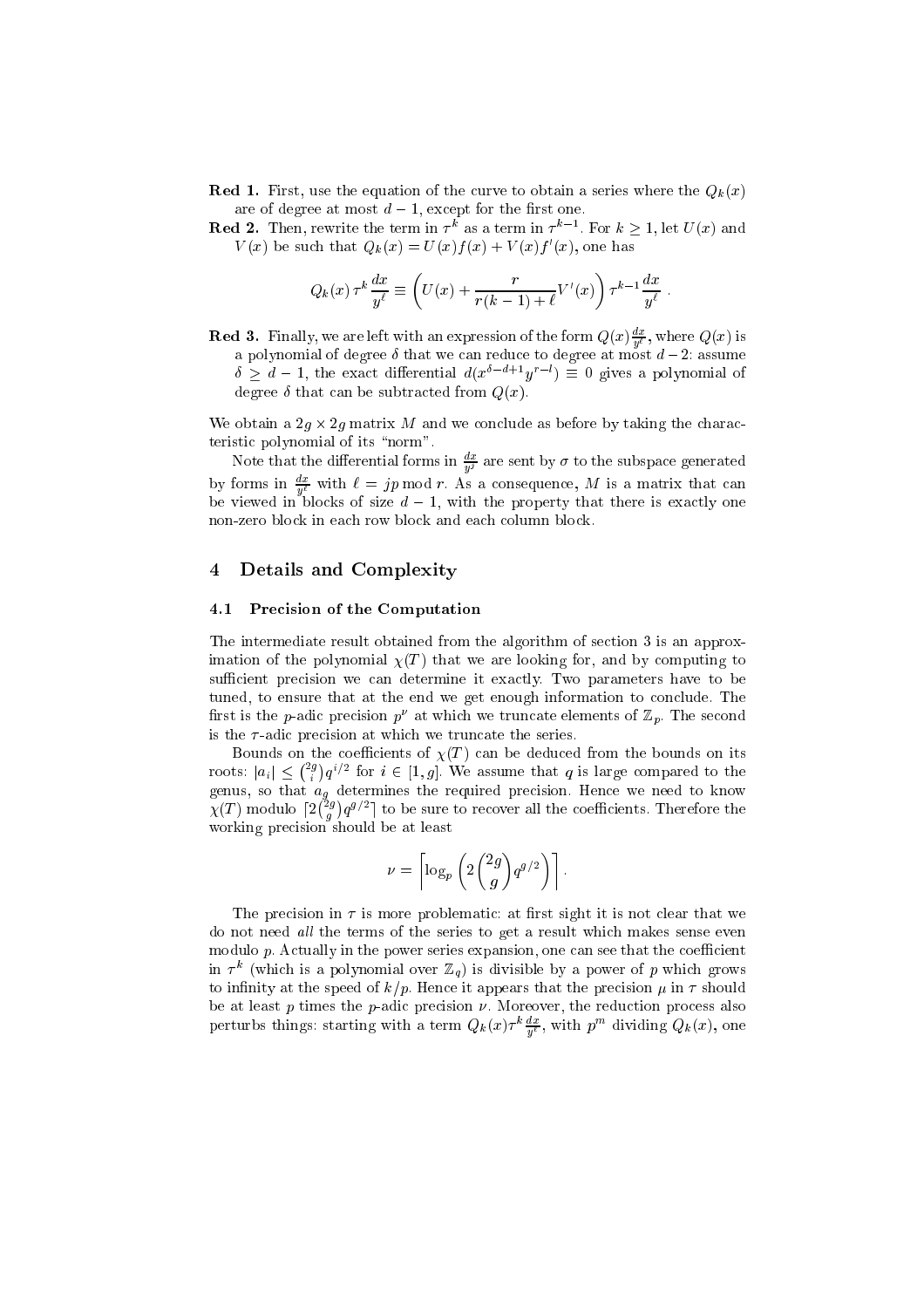**Red 1.** First, use the equation of the curve to obtain a series where the $Q_k(x)$ are of degree at most $d-1$, except for the first one.

**Red 2.** Then, rewrite the term in $\tau^k$ as a term in $\tau^{k-1}$. For $k \geq 1$, let $U(x)$ and $V(x)$ be such that $Q_k(x) = U(x)f(x) + V(x)f'(x)$, one has

$$Q_k(x)\,\tau^k \frac{dx}{y^\ell} \equiv \left( U(x) + \frac{r}{r(k-1)+\ell} V'(x) \right) \tau^{k-1} \frac{dx}{y^\ell}\ .$$

**Red 3.** Finally, we are left with an expression of the form $Q(x)\frac{dx}{y^\ell}$, where $Q(x)$ is a polynomial of degree $\delta$ that we can reduce to degree at most $d-2$: assume $\delta \geq d-1$, the exact differential $d(x^{\delta-d+1}y^{r-l}) \equiv 0$ gives a polynomial of degree $\delta$ that can be subtracted from $Q(x)$.

We obtain a $2g \times 2g$ matrix $M$ and we conclude as before by taking the characteristic polynomial of its "norm".

Note that the differential forms in $\frac{dx}{y^j}$ are sent by $\sigma$ to the subspace generated by forms in $\frac{dx}{y^\ell}$ with $\ell = jp \bmod r$. As a consequence, $M$ is a matrix that can be viewed in blocks of size $d-1$, with the property that there is exactly one non-zero block in each row block and each column block.

## 4 Details and Complexity

### 4.1 Precision of the Computation

The intermediate result obtained from the algorithm of section 3 is an approximation of the polynomial $\chi(T)$ that we are looking for, and by computing to sufficient precision we can determine it exactly. Two parameters have to be tuned, to ensure that at the end we get enough information to conclude. The first is the $p$-adic precision $p^\nu$ at which we truncate elements of $\mathbb{Z}_p$. The second is the $\tau$-adic precision at which we truncate the series.

Bounds on the coefficients of $\chi(T)$ can be deduced from the bounds on its roots: $|a_i| \leq \binom{2g}{i} q^{i/2}$ for $i \in [1, g]$. We assume that $q$ is large compared to the genus, so that $a_g$ determines the required precision. Hence we need to know $\chi(T)$ modulo $\lceil 2\binom{2g}{g} q^{g/2} \rceil$ to be sure to recover all the coefficients. Therefore the working precision should be at least

$$\nu = \left\lceil \log_p \left( 2 \binom{2g}{g} q^{g/2} \right) \right\rceil .$$

The precision in $\tau$ is more problematic: at first sight it is not clear that we do not need *all* the terms of the series to get a result which makes sense even modulo $p$. Actually in the power series expansion, one can see that the coefficient in $\tau^k$ (which is a polynomial over $\mathbb{Z}_q$) is divisible by a power of $p$ which grows to infinity at the speed of $k/p$. Hence it appears that the precision $\mu$ in $\tau$ should be at least $p$ times the $p$-adic precision $\nu$. Moreover, the reduction process also perturbs things: starting with a term $Q_k(x)\tau^k \frac{dx}{y^\ell}$, with $p^m$ dividing $Q_k(x)$, one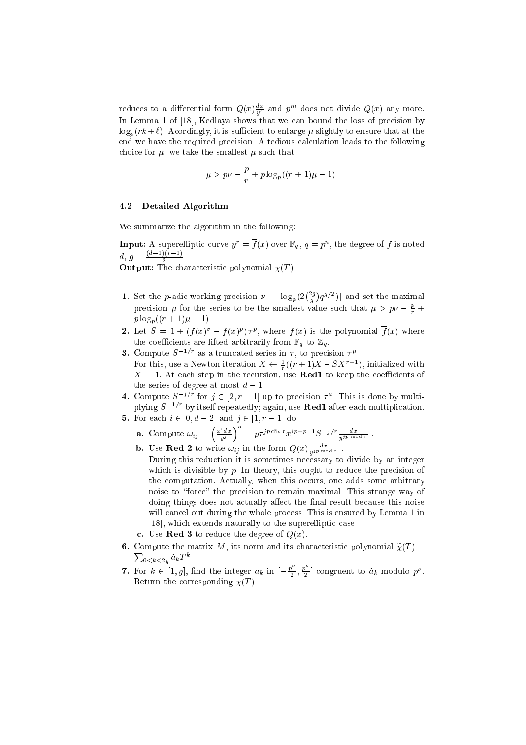reduces to a differential form $Q(x)\frac{dx}{y^\ell}$ and $p^m$ does not divide $Q(x)$ any more. In Lemma 1 of [18], Kedlaya shows that we can bound the loss of precision by $\log_p(rk+\ell)$. Acordingly, it is sufficient to enlarge $\mu$ slightly to ensure that at the end we have the required precision. A tedious calculation leads to the following choice for $\mu$: we take the smallest $\mu$ such that

$$\mu > p\nu - \frac{p}{r} + p\log_p((r+1)\mu - 1).$$

### 4.2 Detailed Algorithm

We summarize the algorithm in the following:

**Input:** A superelliptic curve $y^r = \overline{f}(x)$ over $\mathbb{F}_q$, $q = p^n$, the degree of $f$ is noted $d$, $g = \frac{(d-1)(r-1)}{2}$.
**Output:** The characteristic polynomial $\chi(T)$.

**1.** Set the $p$-adic working precision $\nu = \lceil \log_p(2\binom{2g}{g}q^{g/2}) \rceil$ and set the maximal precision $\mu$ for the series to be the smallest value such that $\mu > p\nu - \frac{p}{r} + p\log_p((r+1)\mu - 1)$.

**2.** Let $S = 1 + (f(x)^\sigma - f(x)^p)\tau^p$, where $f(x)$ is the polynomial $\overline{f}(x)$ where the coefficients are lifted arbitrarily from $\mathbb{F}_q$ to $\mathbb{Z}_q$.

**3.** Compute $S^{-1/r}$ as a truncated series in $\tau$, to precision $\tau^\mu$.
For this, use a Newton iteration $X \leftarrow \frac{1}{r}((r+1)X - SX^{r+1})$, initialized with $X = 1$. At each step in the recursion, use **Red1** to keep the coefficients of the series of degree at most $d-1$.

**4.** Compute $S^{-j/r}$ for $j \in [2, r-1]$ up to precision $\tau^\mu$. This is done by multiplying $S^{-1/r}$ by itself repeatedly; again, use **Red1** after each multiplication.

**5.** For each $i \in [0, d-2]$ and $j \in [1, r-1]$ do

   **a.** Compute $\omega_{ij} = \left(\frac{x^i dx}{y^j}\right)^\sigma = p\tau^{jp \operatorname{div} r} x^{ip+p-1} S^{-j/r} \frac{dx}{y^{jp \bmod r}}$ .

   **b.** Use **Red 2** to write $\omega_{ij}$ in the form $Q(x)\frac{dx}{y^{jp \bmod r}}$ .
   During this reduction it is sometimes necessary to divide by an integer which is divisible by $p$. In theory, this ought to reduce the precision of the computation. Actually, when this occurs, one adds some arbitrary noise to "force" the precision to remain maximal. This strange way of doing things does not actually affect the final result because this noise will cancel out during the whole process. This is ensured by Lemma 1 in [18], which extends naturally to the superelliptic case.

   **c.** Use **Red 3** to reduce the degree of $Q(x)$.

**6.** Compute the matrix $M$, its norm and its characteristic polynomial $\widetilde{\chi}(T) = \sum_{0 \le k \le 2g} \tilde{a}_k T^k$.

**7.** For $k \in [1, g]$, find the integer $a_k$ in $[-\frac{p^\nu}{2}, \frac{p^\nu}{2}]$ congruent to $\tilde{a}_k$ modulo $p^\nu$. Return the corresponding $\chi(T)$.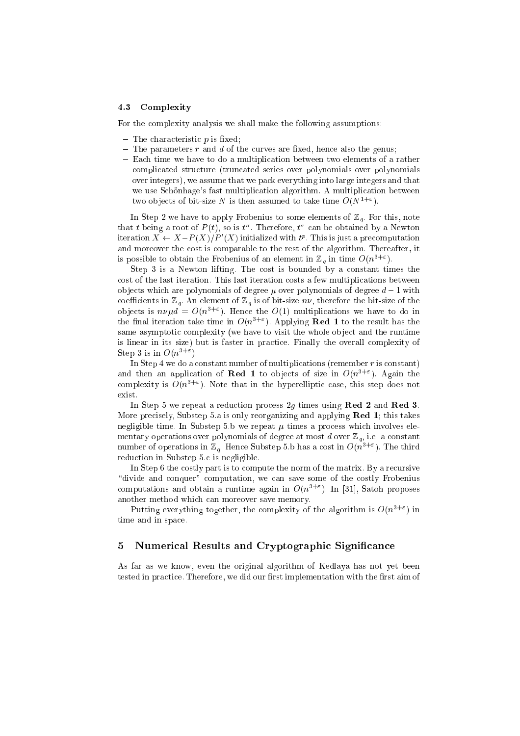### 4.3 Complexity

For the complexity analysis we shall make the following assumptions:

- The characteristic $p$ is fixed;
- The parameters $r$ and $d$ of the curves are fixed, hence also the genus;
- Each time we have to do a multiplication between two elements of a rather complicated structure (truncated series over polynomials over polynomials over integers), we assume that we pack everything into large integers and that we use Schönhage's fast multiplication algorithm. A multiplication between two objects of bit-size $N$ is then assumed to take time $O(N^{1+\varepsilon})$.

In Step 2 we have to apply Frobenius to some elements of $\mathbb{Z}_q$. For this, note that $t$ being a root of $P(t)$, so is $t^\sigma$. Therefore, $t^\sigma$ can be obtained by a Newton iteration $X \leftarrow X - P(X)/P'(X)$ initialized with $t^p$. This is just a precomputation and moreover the cost is comparable to the rest of the algorithm. Thereafter, it is possible to obtain the Frobenius of an element in $\mathbb{Z}_q$ in time $O(n^{3+\varepsilon})$.

Step 3 is a Newton lifting. The cost is bounded by a constant times the cost of the last iteration. This last iteration costs a few multiplications between objects which are polynomials of degree $\mu$ over polynomials of degree $d-1$ with coefficients in $\mathbb{Z}_q$. An element of $\mathbb{Z}_q$ is of bit-size $n\nu$, therefore the bit-size of the objects is $n\nu\mu d = O(n^{3+\varepsilon})$. Hence the $O(1)$ multiplications we have to do in the final iteration take time in $O(n^{3+\varepsilon})$. Applying **Red 1** to the result has the same asymptotic complexity (we have to visit the whole object and the runtime is linear in its size) but is faster in practice. Finally the overall complexity of Step 3 is in $O(n^{3+\varepsilon})$.

In Step 4 we do a constant number of multiplications (remember $r$ is constant) and then an application of **Red 1** to objects of size in $O(n^{3+\varepsilon})$. Again the complexity is $O(n^{3+\varepsilon})$. Note that in the hyperelliptic case, this step does not exist.

In Step 5 we repeat a reduction process $2g$ times using **Red 2** and **Red 3**. More precisely, Substep 5.a is only reorganizing and applying **Red 1**; this takes negligible time. In Substep 5.b we repeat $\mu$ times a process which involves elementary operations over polynomials of degree at most $d$ over $\mathbb{Z}_q$, i.e. a constant number of operations in $\mathbb{Z}_q$. Hence Substep 5.b has a cost in $O(n^{3+\varepsilon})$. The third reduction in Substep 5.c is negligible.

In Step 6 the costly part is to compute the norm of the matrix. By a recursive "divide and conquer" computation, we can save some of the costly Frobenius computations and obtain a runtime again in $O(n^{3+\varepsilon})$. In [31], Satoh proposes another method which can moreover save memory.

Putting everything together, the complexity of the algorithm is $O(n^{3+\varepsilon})$ in time and in space.

## 5 Numerical Results and Cryptographic Significance

As far as we know, even the original algorithm of Kedlaya has not yet been tested in practice. Therefore, we did our first implementation with the first aim of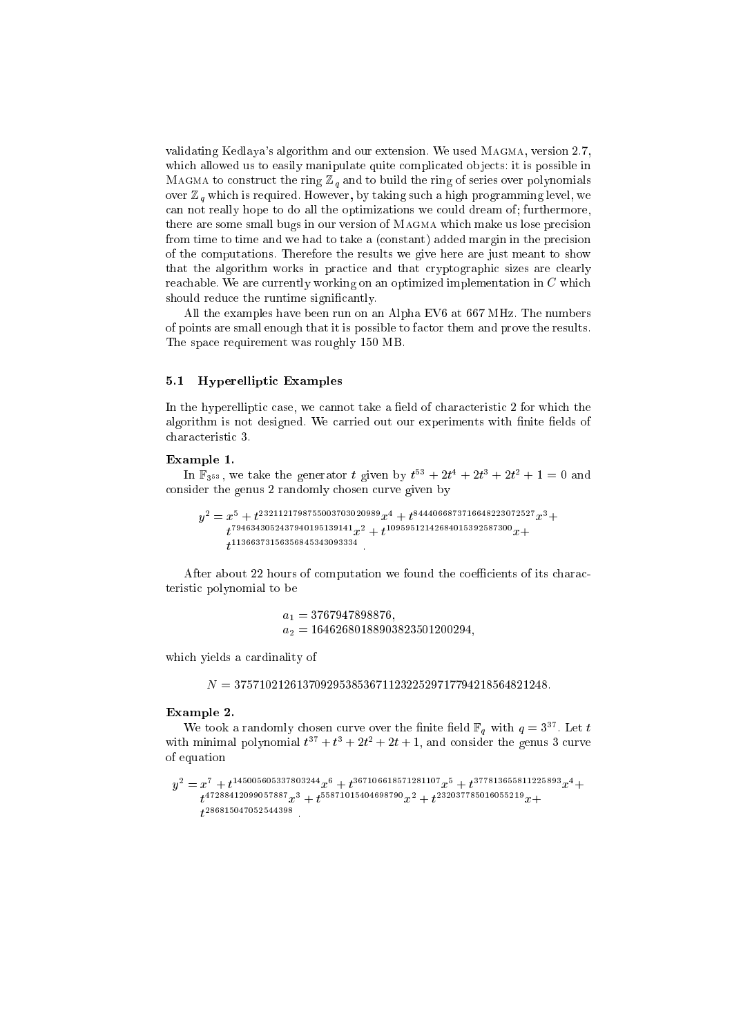validating Kedlaya's algorithm and our extension. We used Magma, version 2.7, which allowed us to easily manipulate quite complicated objects: it is possible in Magma to construct the ring $\mathbb{Z}_q$ and to build the ring of series over polynomials over $\mathbb{Z}_q$ which is required. However, by taking such a high programming level, we can not really hope to do all the optimizations we could dream of; furthermore, there are some small bugs in our version of Magma which make us lose precision from time to time and we had to take a (constant) added margin in the precision of the computations. Therefore the results we give here are just meant to show that the algorithm works in practice and that cryptographic sizes are clearly reachable. We are currently working on an optimized implementation in C which should reduce the runtime significantly.

All the examples have been run on an Alpha EV6 at 667 MHz. The numbers of points are small enough that it is possible to factor them and prove the results. The space requirement was roughly 150 MB.

### 5.1 Hyperelliptic Examples

In the hyperelliptic case, we cannot take a field of characteristic 2 for which the algorithm is not designed. We carried out our experiments with finite fields of characteristic 3.

**Example 1.**

In $\mathbb{F}_{3^{53}}$, we take the generator $t$ given by $t^{53} + 2t^4 + 2t^3 + 2t^2 + 1 = 0$ and consider the genus 2 randomly chosen curve given by

$$y^2 = x^5 + t^{2321121798755003703020989}x^4 + t^{8444066873716648223072527}x^3 + t^{7946343052437940195139141}x^2 + t^{10959512142684015392587300}x + t^{11366373156356845343093334}.$$

After about 22 hours of computation we found the coefficients of its characteristic polynomial to be

$$a_1 = 3767947898876,$$
$$a_2 = 16462680188903823501200294,$$

which yields a cardinality of

$$N = 3757102126137092953853671123225297177942185648 21248.$$

**Example 2.**

We took a randomly chosen curve over the finite field $\mathbb{F}_q$ with $q = 3^{37}$. Let $t$ with minimal polynomial $t^{37} + t^3 + 2t^2 + 2t + 1$, and consider the genus 3 curve of equation

$$y^2 = x^7 + t^{145005605337803244}x^6 + t^{367106618571281107}x^5 + t^{377813655811225893}x^4 + t^{47288412099057887}x^3 + t^{55871015404698790}x^2 + t^{232037785016055219}x + t^{286815047052544398}.$$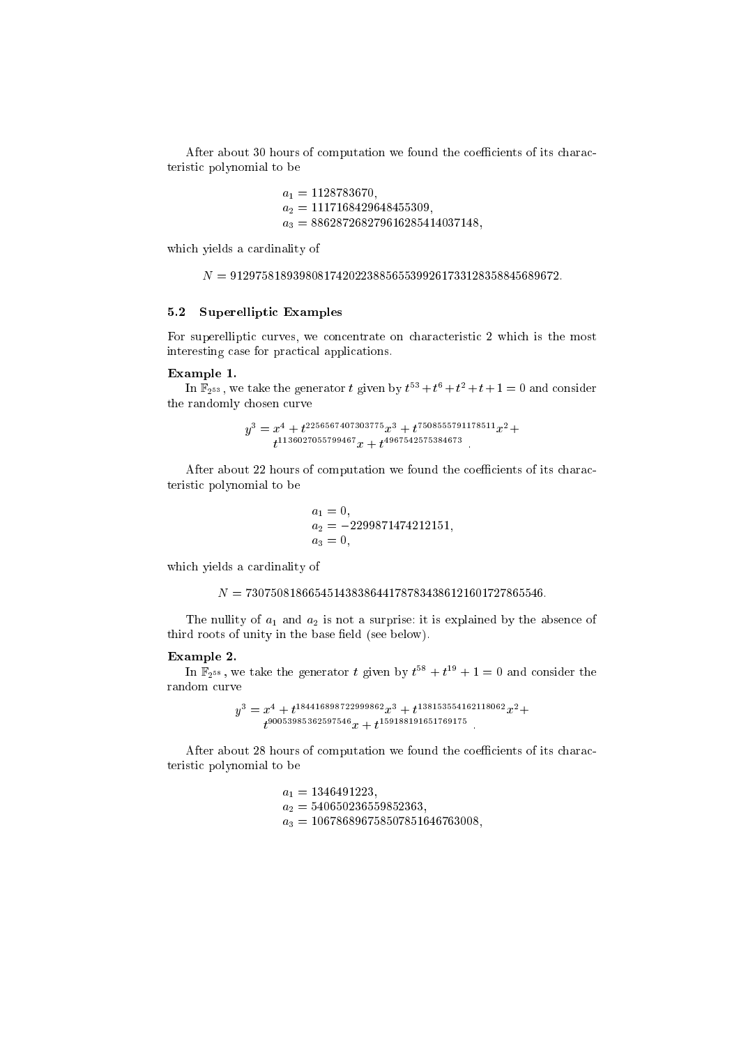After about 30 hours of computation we found the coefficients of its characteristic polynomial to be

$$
\begin{aligned}
a_1 &= 1128783670, \\
a_2 &= 1117168429648455309, \\
a_3 &= 886287268279616285414037148,
\end{aligned}
$$

which yields a cardinality of

$$N = 91297581893980817420223885655399261733128358845689672.$$

### 5.2 Superelliptic Examples

For superelliptic curves, we concentrate on characteristic 2 which is the most interesting case for practical applications.

**Example 1.**
In $\mathbb{F}_{2^{53}}$, we take the generator $t$ given by $t^{53}+t^6+t^2+t+1=0$ and consider the randomly chosen curve

$$
\begin{aligned}
y^3 = x^4 + t^{2256567407303775}x^3 + t^{7508555791178511}x^2 + \\
t^{1136027055799467}x + t^{4967542575384673}.
\end{aligned}
$$

After about 22 hours of computation we found the coefficients of its characteristic polynomial to be

$$
\begin{aligned}
a_1 &= 0, \\
a_2 &= -2299871474212151, \\
a_3 &= 0,
\end{aligned}
$$

which yields a cardinality of

$$N = 730750818665451438386441787834386121601727865546.$$

The nullity of $a_1$ and $a_2$ is not a surprise: it is explained by the absence of third roots of unity in the base field (see below).

**Example 2.**
In $\mathbb{F}_{2^{58}}$, we take the generator $t$ given by $t^{58}+t^{19}+1=0$ and consider the random curve

$$
\begin{aligned}
y^3 = x^4 + t^{184416898722999862}x^3 + t^{138153554162118062}x^2 + \\
t^{90053985362597546}x + t^{159188191651769175}.
\end{aligned}
$$

After about 28 hours of computation we found the coefficients of its characteristic polynomial to be

$$
\begin{aligned}
a_1 &= 1346491223, \\
a_2 &= 540650236559852363, \\
a_3 &= 1067868967585078516467763008,
\end{aligned}
$$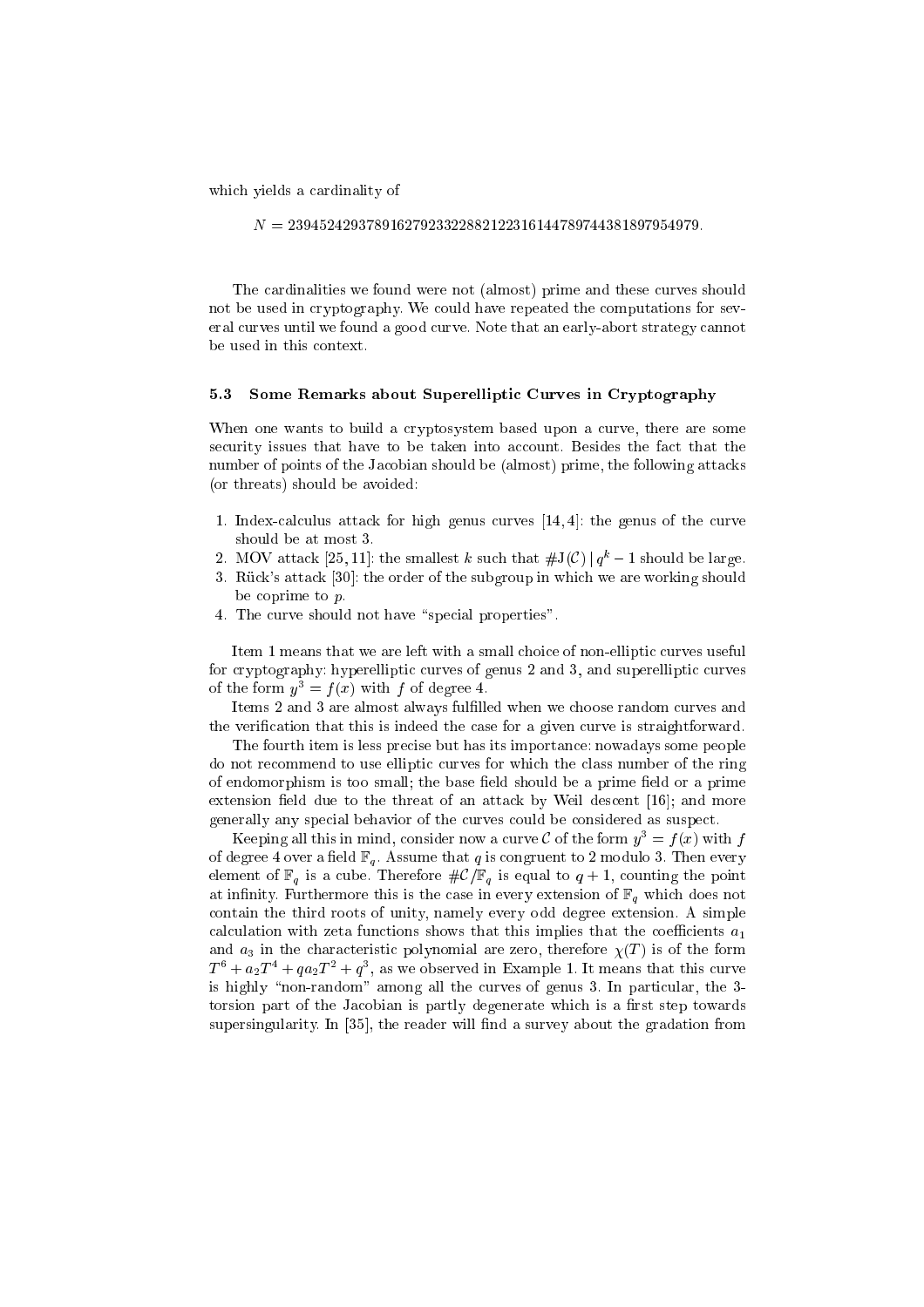which yields a cardinality of

$$N = 2394524293789162792332288212231614478974438189 7954979.$$

The cardinalities we found were not (almost) prime and these curves should not be used in cryptography. We could have repeated the computations for several curves until we found a good curve. Note that an early-abort strategy cannot be used in this context.

### 5.3 Some Remarks about Superelliptic Curves in Cryptography

When one wants to build a cryptosystem based upon a curve, there are some security issues that have to be taken into account. Besides the fact that the number of points of the Jacobian should be (almost) prime, the following attacks (or threats) should be avoided:

1. Index-calculus attack for high genus curves [14, 4]: the genus of the curve should be at most 3.
2. MOV attack [25, 11]: the smallest $k$ such that $\#\mathrm{J}(\mathcal{C}) \mid q^k - 1$ should be large.
3. Rück's attack [30]: the order of the subgroup in which we are working should be coprime to $p$.
4. The curve should not have "special properties".

Item 1 means that we are left with a small choice of non-elliptic curves useful for cryptography: hyperelliptic curves of genus 2 and 3, and superelliptic curves of the form $y^3 = f(x)$ with $f$ of degree 4.

Items 2 and 3 are almost always fulfilled when we choose random curves and the verification that this is indeed the case for a given curve is straightforward.

The fourth item is less precise but has its importance: nowadays some people do not recommend to use elliptic curves for which the class number of the ring of endomorphism is too small; the base field should be a prime field or a prime extension field due to the threat of an attack by Weil descent [16]; and more generally any special behavior of the curves could be considered as suspect.

Keeping all this in mind, consider now a curve $\mathcal{C}$ of the form $y^3 = f(x)$ with $f$ of degree 4 over a field $\mathbb{F}_q$. Assume that $q$ is congruent to 2 modulo 3. Then every element of $\mathbb{F}_q$ is a cube. Therefore $\#\mathcal{C}/\mathbb{F}_q$ is equal to $q + 1$, counting the point at infinity. Furthermore this is the case in every extension of $\mathbb{F}_q$ which does not contain the third roots of unity, namely every odd degree extension. A simple calculation with zeta functions shows that this implies that the coefficients $a_1$ and $a_3$ in the characteristic polynomial are zero, therefore $\chi(T)$ is of the form $T^6 + a_2T^4 + qa_2T^2 + q^3$, as we observed in Example 1. It means that this curve is highly "non-random" among all the curves of genus 3. In particular, the 3-torsion part of the Jacobian is partly degenerate which is a first step towards supersingularity. In [35], the reader will find a survey about the gradation from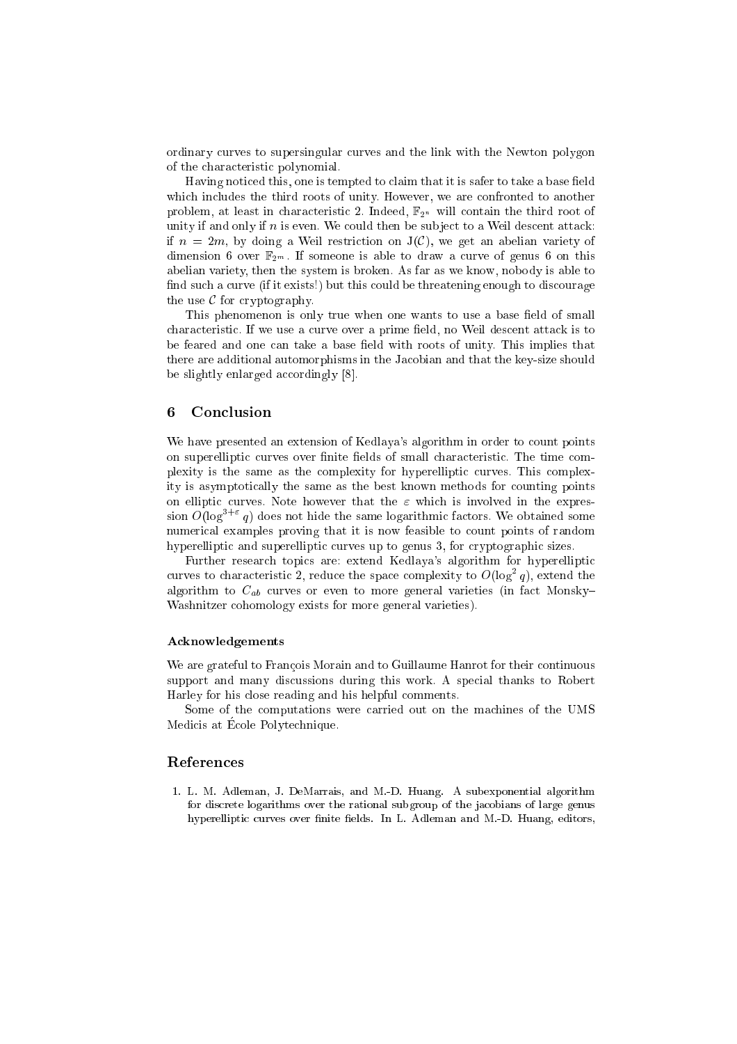ordinary curves to supersingular curves and the link with the Newton polygon of the characteristic polynomial.

Having noticed this, one is tempted to claim that it is safer to take a base field which includes the third roots of unity. However, we are confronted to another problem, at least in characteristic 2. Indeed, $\mathbb{F}_{2^n}$ will contain the third root of unity if and only if $n$ is even. We could then be subject to a Weil descent attack: if $n = 2m$, by doing a Weil restriction on $\mathrm{J}(\mathcal{C})$, we get an abelian variety of dimension 6 over $\mathbb{F}_{2^m}$. If someone is able to draw a curve of genus 6 on this abelian variety, then the system is broken. As far as we know, nobody is able to find such a curve (if it exists!) but this could be threatening enough to discourage the use $\mathcal{C}$ for cryptography.

This phenomenon is only true when one wants to use a base field of small characteristic. If we use a curve over a prime field, no Weil descent attack is to be feared and one can take a base field with roots of unity. This implies that there are additional automorphisms in the Jacobian and that the key-size should be slightly enlarged accordingly [8].

## 6 Conclusion

We have presented an extension of Kedlaya's algorithm in order to count points on superelliptic curves over finite fields of small characteristic. The time complexity is the same as the complexity for hyperelliptic curves. This complexity is asymptotically the same as the best known methods for counting points on elliptic curves. Note however that the $\varepsilon$ which is involved in the expression $O(\log^{3+\varepsilon} q)$ does not hide the same logarithmic factors. We obtained some numerical examples proving that it is now feasible to count points of random hyperelliptic and superelliptic curves up to genus 3, for cryptographic sizes.

Further research topics are: extend Kedlaya's algorithm for hyperelliptic curves to characteristic 2, reduce the space complexity to $O(\log^2 q)$, extend the algorithm to $C_{ab}$ curves or even to more general varieties (in fact Monsky–Washnitzer cohomology exists for more general varieties).

### Acknowledgements

We are grateful to François Morain and to Guillaume Hanrot for their continuous support and many discussions during this work. A special thanks to Robert Harley for his close reading and his helpful comments.

Some of the computations were carried out on the machines of the UMS Medicis at École Polytechnique.

## References

1. L. M. Adleman, J. DeMarrais, and M.-D. Huang. A subexponential algorithm for discrete logarithms over the rational subgroup of the jacobians of large genus hyperelliptic curves over finite fields. In L. Adleman and M.-D. Huang, editors,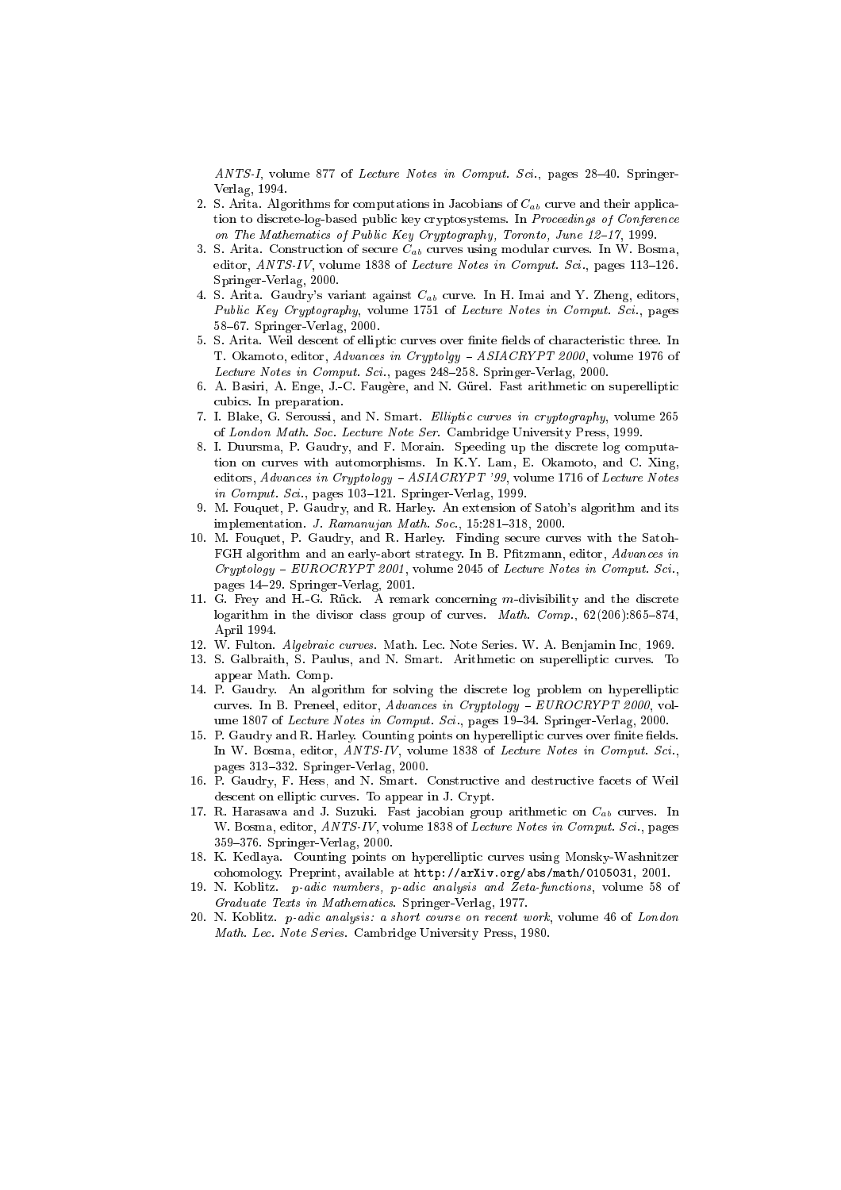*ANTS-I*, volume 877 of *Lecture Notes in Comput. Sci.*, pages 28–40. Springer-Verlag, 1994.

2. S. Arita. Algorithms for computations in Jacobians of $C_{ab}$ curve and their application to discrete-log-based public key cryptosystems. In *Proceedings of Conference on The Mathematics of Public Key Cryptography, Toronto, June 12–17*, 1999.
3. S. Arita. Construction of secure $C_{ab}$ curves using modular curves. In W. Bosma, editor, *ANTS-IV*, volume 1838 of *Lecture Notes in Comput. Sci.*, pages 113–126. Springer-Verlag, 2000.
4. S. Arita. Gaudry's variant against $C_{ab}$ curve. In H. Imai and Y. Zheng, editors, *Public Key Cryptography*, volume 1751 of *Lecture Notes in Comput. Sci.*, pages 58–67. Springer-Verlag, 2000.
5. S. Arita. Weil descent of elliptic curves over finite fields of characteristic three. In T. Okamoto, editor, *Advances in Cryptolgy – ASIACRYPT 2000*, volume 1976 of *Lecture Notes in Comput. Sci.*, pages 248–258. Springer-Verlag, 2000.
6. A. Basiri, A. Enge, J.-C. Faugère, and N. Gürel. Fast arithmetic on superelliptic cubics. In preparation.
7. I. Blake, G. Seroussi, and N. Smart. *Elliptic curves in cryptography*, volume 265 of *London Math. Soc. Lecture Note Ser.* Cambridge University Press, 1999.
8. I. Duursma, P. Gaudry, and F. Morain. Speeding up the discrete log computation on curves with automorphisms. In K.Y. Lam, E. Okamoto, and C. Xing, editors, *Advances in Cryptology – ASIACRYPT '99*, volume 1716 of *Lecture Notes in Comput. Sci.*, pages 103–121. Springer-Verlag, 1999.
9. M. Fouquet, P. Gaudry, and R. Harley. An extension of Satoh's algorithm and its implementation. *J. Ramanujan Math. Soc.*, 15:281–318, 2000.
10. M. Fouquet, P. Gaudry, and R. Harley. Finding secure curves with the Satoh-FGH algorithm and an early-abort strategy. In B. Pfitzmann, editor, *Advances in Cryptology – EUROCRYPT 2001*, volume 2045 of *Lecture Notes in Comput. Sci.*, pages 14–29. Springer-Verlag, 2001.
11. G. Frey and H.-G. Rück. A remark concerning $m$-divisibility and the discrete logarithm in the divisor class group of curves. *Math. Comp.*, 62(206):865–874, April 1994.
12. W. Fulton. *Algebraic curves*. Math. Lec. Note Series. W. A. Benjamin Inc, 1969.
13. S. Galbraith, S. Paulus, and N. Smart. Arithmetic on superelliptic curves. To appear Math. Comp.
14. P. Gaudry. An algorithm for solving the discrete log problem on hyperelliptic curves. In B. Preneel, editor, *Advances in Cryptology – EUROCRYPT 2000*, volume 1807 of *Lecture Notes in Comput. Sci.*, pages 19–34. Springer-Verlag, 2000.
15. P. Gaudry and R. Harley. Counting points on hyperelliptic curves over finite fields. In W. Bosma, editor, *ANTS-IV*, volume 1838 of *Lecture Notes in Comput. Sci.*, pages 313–332. Springer-Verlag, 2000.
16. P. Gaudry, F. Hess, and N. Smart. Constructive and destructive facets of Weil descent on elliptic curves. To appear in J. Crypt.
17. R. Harasawa and J. Suzuki. Fast jacobian group arithmetic on $C_{ab}$ curves. In W. Bosma, editor, *ANTS-IV*, volume 1838 of *Lecture Notes in Comput. Sci.*, pages 359–376. Springer-Verlag, 2000.
18. K. Kedlaya. Counting points on hyperelliptic curves using Monsky-Washnitzer cohomology. Preprint, available at `http://arXiv.org/abs/math/0105031`, 2001.
19. N. Koblitz. *p-adic numbers, p-adic analysis and Zeta-functions*, volume 58 of *Graduate Texts in Mathematics*. Springer-Verlag, 1977.
20. N. Koblitz. *p-adic analysis: a short course on recent work*, volume 46 of *London Math. Lec. Note Series*. Cambridge University Press, 1980.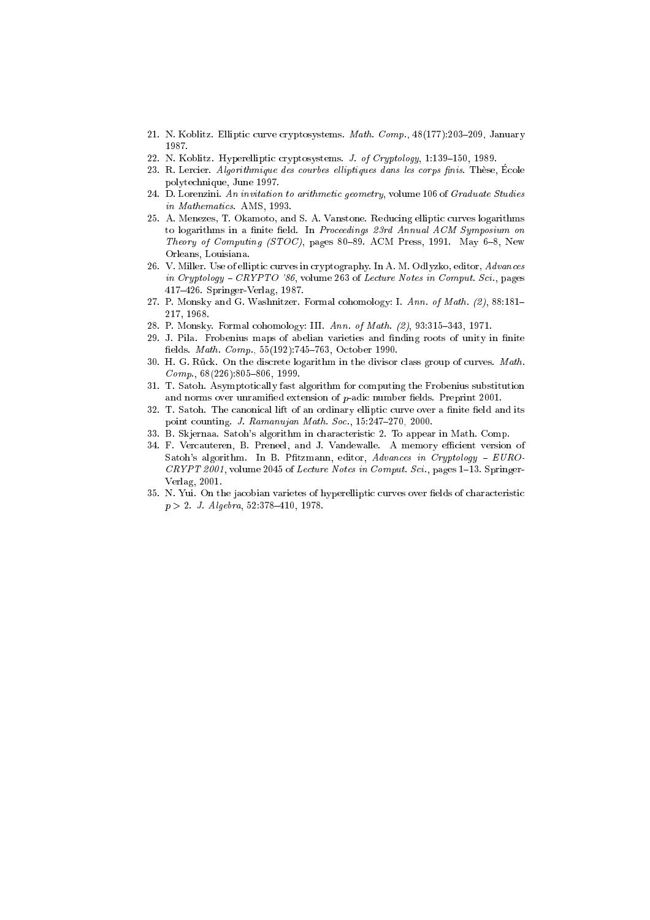21. N. Koblitz. Elliptic curve cryptosystems. *Math. Comp.*, 48(177):203–209, January 1987.
22. N. Koblitz. Hyperelliptic cryptosystems. *J. of Cryptology*, 1:139–150, 1989.
23. R. Lercier. *Algorithmique des courbes elliptiques dans les corps finis*. Thèse, École polytechnique, June 1997.
24. D. Lorenzini. *An invitation to arithmetic geometry*, volume 106 of *Graduate Studies in Mathematics*. AMS, 1993.
25. A. Menezes, T. Okamoto, and S. A. Vanstone. Reducing elliptic curves logarithms to logarithms in a finite field. In *Proceedings 23rd Annual ACM Symposium on Theory of Computing (STOC)*, pages 80–89. ACM Press, 1991. May 6–8, New Orleans, Louisiana.
26. V. Miller. Use of elliptic curves in cryptography. In A. M. Odlyzko, editor, *Advances in Cryptology – CRYPTO '86*, volume 263 of *Lecture Notes in Comput. Sci.*, pages 417–426. Springer-Verlag, 1987.
27. P. Monsky and G. Washnitzer. Formal cohomology: I. *Ann. of Math. (2)*, 88:181–217, 1968.
28. P. Monsky. Formal cohomology: III. *Ann. of Math. (2)*, 93:315–343, 1971.
29. J. Pila. Frobenius maps of abelian varieties and finding roots of unity in finite fields. *Math. Comp.*, 55(192):745–763, October 1990.
30. H. G. Rück. On the discrete logarithm in the divisor class group of curves. *Math. Comp.*, 68(226):805–806, 1999.
31. T. Satoh. Asymptotically fast algorithm for computing the Frobenius substitution and norms over unramified extension of $p$-adic number fields. Preprint 2001.
32. T. Satoh. The canonical lift of an ordinary elliptic curve over a finite field and its point counting. *J. Ramanujan Math. Soc.*, 15:247–270, 2000.
33. B. Skjernaa. Satoh's algorithm in characteristic 2. To appear in Math. Comp.
34. F. Vercauteren, B. Preneel, and J. Vandewalle. A memory efficient version of Satoh's algorithm. In B. Pfitzmann, editor, *Advances in Cryptology – EUROCRYPT 2001*, volume 2045 of *Lecture Notes in Comput. Sci.*, pages 1–13. Springer-Verlag, 2001.
35. N. Yui. On the jacobian varietes of hyperelliptic curves over fields of characteristic $p > 2$. *J. Algebra*, 52:378–410, 1978.